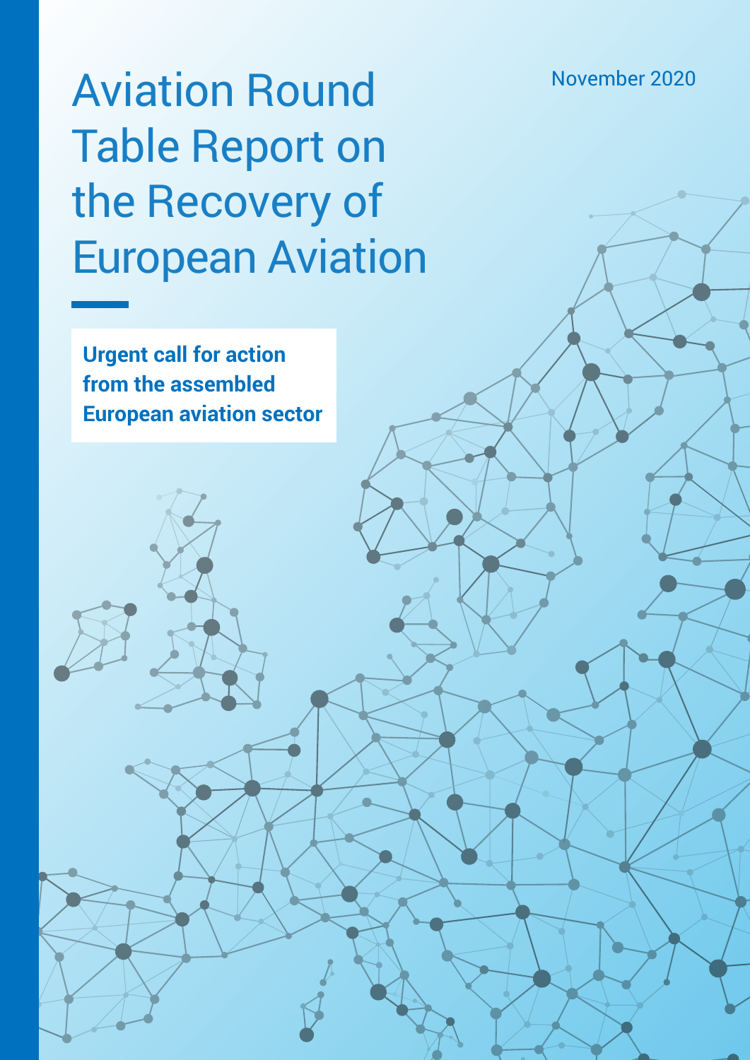November 2020

# Aviation Round Table Report on the Recovery of European Aviation

**Urgent call for action from the assembled European aviation sector**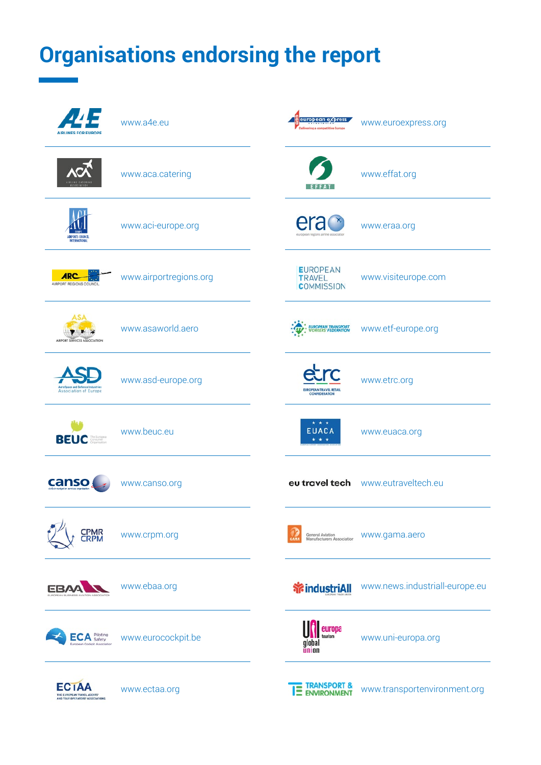# Organisations endorsing the report

| Organisation | Website |
|---|---|
| A4E – Airlines for Europe | www.a4e.eu |
| ACA – Airline Catering Association | www.aca.catering |
| ACI Europe – Airports Council International | www.aci-europe.org |
| ARC – Airport Regions Council | www.airportregions.org |
| ASA – Airport Services Association | www.asaworld.aero |
| ASD – AeroSpace and Defence Industries Association of Europe | www.asd-europe.org |
| BEUC – The European Consumer Organisation | www.beuc.eu |
| canso – civil air navigation services organisation | www.canso.org |
| CPMR CRPM | www.crpm.org |
| EBAA – European Business Aviation Association | www.ebaa.org |
| ECA – Piloting Safety – European Cockpit Association | www.eurocockpit.be |
| ECTAA – The European Travel Agents' and Tour Operators' Associations | www.ectaa.org |
| european express association – Delivering a competitive Europe | www.euroexpress.org |
| EFFAT | www.effat.org |
| era – european regions airline association | www.eraa.org |
| European Travel Commission | www.visiteurope.com |
| European Transport Workers' Federation | www.etf-europe.org |
| etrc – European Travel Retail Confederation | www.etrc.org |
| EUACA | www.euaca.org |
| eu travel tech | www.eutraveltech.eu |
| GAMA – General Aviation Manufacturers Association | www.gama.aero |
| industriAll – European Trade Union | www.news.industriall-europe.eu |
| UNI europa tourism global union | www.uni-europa.org |
| Transport & Environment | www.transportenvironment.org |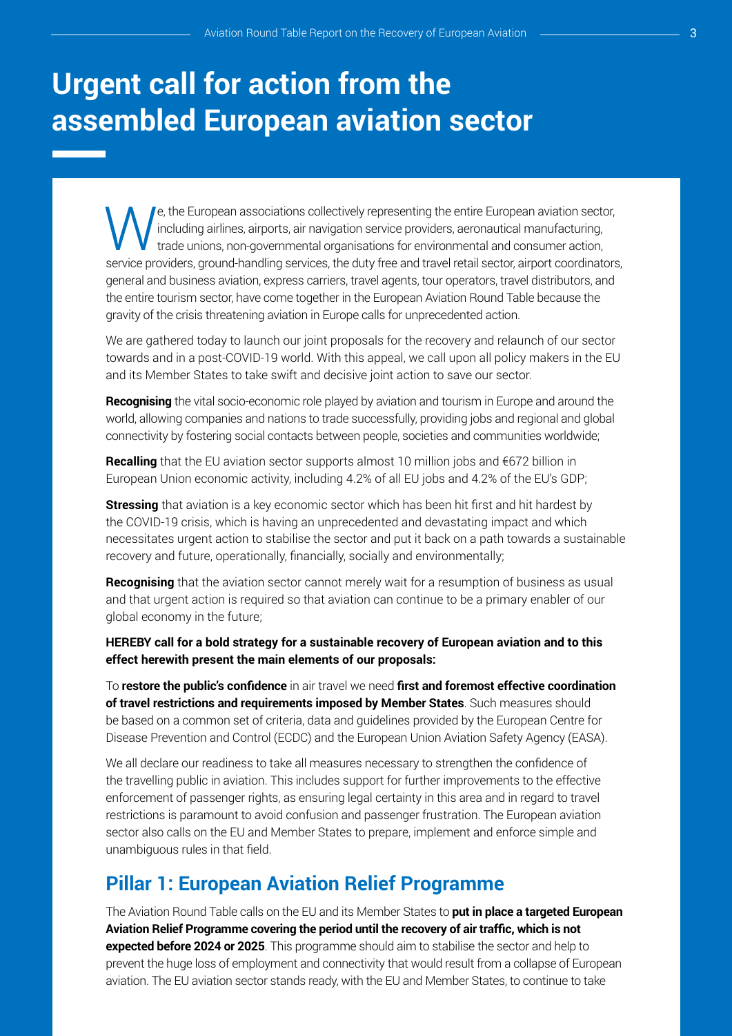# Urgent call for action from the assembled European aviation sector

We, the European associations collectively representing the entire European aviation sector, including airlines, airports, air navigation service providers, aeronautical manufacturing, trade unions, non-governmental organisations for environmental and consumer action, service providers, ground-handling services, the duty free and travel retail sector, airport coordinators, general and business aviation, express carriers, travel agents, tour operators, travel distributors, and the entire tourism sector, have come together in the European Aviation Round Table because the gravity of the crisis threatening aviation in Europe calls for unprecedented action.

We are gathered today to launch our joint proposals for the recovery and relaunch of our sector towards and in a post-COVID-19 world. With this appeal, we call upon all policy makers in the EU and its Member States to take swift and decisive joint action to save our sector.

**Recognising** the vital socio-economic role played by aviation and tourism in Europe and around the world, allowing companies and nations to trade successfully, providing jobs and regional and global connectivity by fostering social contacts between people, societies and communities worldwide;

**Recalling** that the EU aviation sector supports almost 10 million jobs and €672 billion in European Union economic activity, including 4.2% of all EU jobs and 4.2% of the EU's GDP;

**Stressing** that aviation is a key economic sector which has been hit first and hit hardest by the COVID-19 crisis, which is having an unprecedented and devastating impact and which necessitates urgent action to stabilise the sector and put it back on a path towards a sustainable recovery and future, operationally, financially, socially and environmentally;

**Recognising** that the aviation sector cannot merely wait for a resumption of business as usual and that urgent action is required so that aviation can continue to be a primary enabler of our global economy in the future;

**HEREBY call for a bold strategy for a sustainable recovery of European aviation and to this effect herewith present the main elements of our proposals:**

To **restore the public's confidence** in air travel we need **first and foremost effective coordination of travel restrictions and requirements imposed by Member States**. Such measures should be based on a common set of criteria, data and guidelines provided by the European Centre for Disease Prevention and Control (ECDC) and the European Union Aviation Safety Agency (EASA).

We all declare our readiness to take all measures necessary to strengthen the confidence of the travelling public in aviation. This includes support for further improvements to the effective enforcement of passenger rights, as ensuring legal certainty in this area and in regard to travel restrictions is paramount to avoid confusion and passenger frustration. The European aviation sector also calls on the EU and Member States to prepare, implement and enforce simple and unambiguous rules in that field.

## Pillar 1: European Aviation Relief Programme

The Aviation Round Table calls on the EU and its Member States to **put in place a targeted European Aviation Relief Programme covering the period until the recovery of air traffic, which is not expected before 2024 or 2025**. This programme should aim to stabilise the sector and help to prevent the huge loss of employment and connectivity that would result from a collapse of European aviation. The EU aviation sector stands ready, with the EU and Member States, to continue to take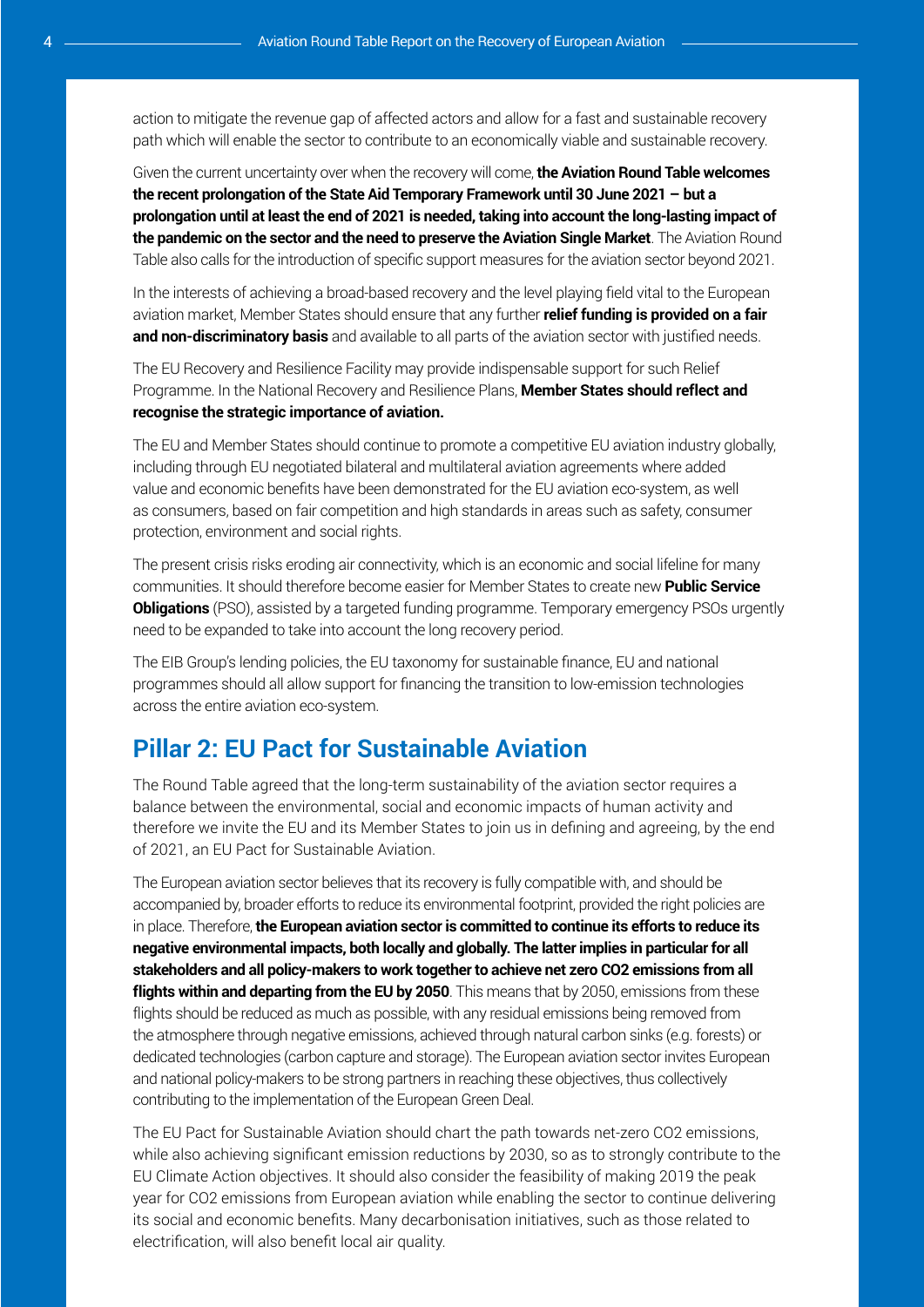action to mitigate the revenue gap of affected actors and allow for a fast and sustainable recovery path which will enable the sector to contribute to an economically viable and sustainable recovery.

Given the current uncertainty over when the recovery will come, **the Aviation Round Table welcomes the recent prolongation of the State Aid Temporary Framework until 30 June 2021 – but a prolongation until at least the end of 2021 is needed, taking into account the long-lasting impact of the pandemic on the sector and the need to preserve the Aviation Single Market**. The Aviation Round Table also calls for the introduction of specific support measures for the aviation sector beyond 2021.

In the interests of achieving a broad-based recovery and the level playing field vital to the European aviation market, Member States should ensure that any further **relief funding is provided on a fair and non-discriminatory basis** and available to all parts of the aviation sector with justified needs.

The EU Recovery and Resilience Facility may provide indispensable support for such Relief Programme. In the National Recovery and Resilience Plans, **Member States should reflect and recognise the strategic importance of aviation.**

The EU and Member States should continue to promote a competitive EU aviation industry globally, including through EU negotiated bilateral and multilateral aviation agreements where added value and economic benefits have been demonstrated for the EU aviation eco-system, as well as consumers, based on fair competition and high standards in areas such as safety, consumer protection, environment and social rights.

The present crisis risks eroding air connectivity, which is an economic and social lifeline for many communities. It should therefore become easier for Member States to create new **Public Service Obligations** (PSO), assisted by a targeted funding programme. Temporary emergency PSOs urgently need to be expanded to take into account the long recovery period.

The EIB Group's lending policies, the EU taxonomy for sustainable finance, EU and national programmes should all allow support for financing the transition to low-emission technologies across the entire aviation eco-system.

## Pillar 2: EU Pact for Sustainable Aviation

The Round Table agreed that the long-term sustainability of the aviation sector requires a balance between the environmental, social and economic impacts of human activity and therefore we invite the EU and its Member States to join us in defining and agreeing, by the end of 2021, an EU Pact for Sustainable Aviation.

The European aviation sector believes that its recovery is fully compatible with, and should be accompanied by, broader efforts to reduce its environmental footprint, provided the right policies are in place. Therefore, **the European aviation sector is committed to continue its efforts to reduce its negative environmental impacts, both locally and globally. The latter implies in particular for all stakeholders and all policy-makers to work together to achieve net zero CO2 emissions from all flights within and departing from the EU by 2050**. This means that by 2050, emissions from these flights should be reduced as much as possible, with any residual emissions being removed from the atmosphere through negative emissions, achieved through natural carbon sinks (e.g. forests) or dedicated technologies (carbon capture and storage). The European aviation sector invites European and national policy-makers to be strong partners in reaching these objectives, thus collectively contributing to the implementation of the European Green Deal.

The EU Pact for Sustainable Aviation should chart the path towards net-zero CO2 emissions, while also achieving significant emission reductions by 2030, so as to strongly contribute to the EU Climate Action objectives. It should also consider the feasibility of making 2019 the peak year for CO2 emissions from European aviation while enabling the sector to continue delivering its social and economic benefits. Many decarbonisation initiatives, such as those related to electrification, will also benefit local air quality.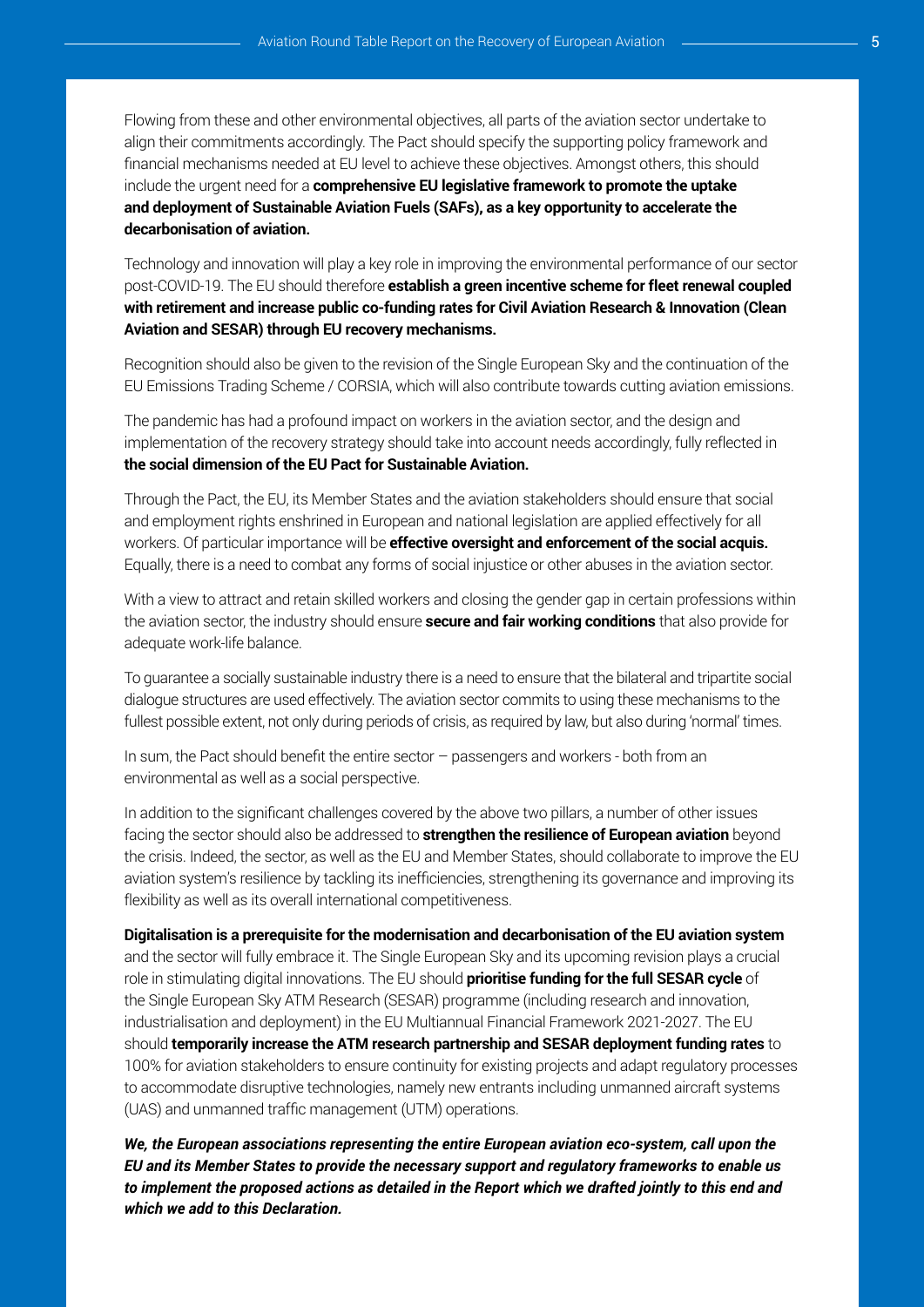Flowing from these and other environmental objectives, all parts of the aviation sector undertake to align their commitments accordingly. The Pact should specify the supporting policy framework and financial mechanisms needed at EU level to achieve these objectives. Amongst others, this should include the urgent need for a **comprehensive EU legislative framework to promote the uptake and deployment of Sustainable Aviation Fuels (SAFs), as a key opportunity to accelerate the decarbonisation of aviation.**

Technology and innovation will play a key role in improving the environmental performance of our sector post-COVID-19. The EU should therefore **establish a green incentive scheme for fleet renewal coupled with retirement and increase public co-funding rates for Civil Aviation Research & Innovation (Clean Aviation and SESAR) through EU recovery mechanisms.**

Recognition should also be given to the revision of the Single European Sky and the continuation of the EU Emissions Trading Scheme / CORSIA, which will also contribute towards cutting aviation emissions.

The pandemic has had a profound impact on workers in the aviation sector, and the design and implementation of the recovery strategy should take into account needs accordingly, fully reflected in **the social dimension of the EU Pact for Sustainable Aviation.**

Through the Pact, the EU, its Member States and the aviation stakeholders should ensure that social and employment rights enshrined in European and national legislation are applied effectively for all workers. Of particular importance will be **effective oversight and enforcement of the social acquis.** Equally, there is a need to combat any forms of social injustice or other abuses in the aviation sector.

With a view to attract and retain skilled workers and closing the gender gap in certain professions within the aviation sector, the industry should ensure **secure and fair working conditions** that also provide for adequate work-life balance.

To guarantee a socially sustainable industry there is a need to ensure that the bilateral and tripartite social dialogue structures are used effectively. The aviation sector commits to using these mechanisms to the fullest possible extent, not only during periods of crisis, as required by law, but also during 'normal' times.

In sum, the Pact should benefit the entire sector – passengers and workers - both from an environmental as well as a social perspective.

In addition to the significant challenges covered by the above two pillars, a number of other issues facing the sector should also be addressed to **strengthen the resilience of European aviation** beyond the crisis. Indeed, the sector, as well as the EU and Member States, should collaborate to improve the EU aviation system's resilience by tackling its inefficiencies, strengthening its governance and improving its flexibility as well as its overall international competitiveness.

**Digitalisation is a prerequisite for the modernisation and decarbonisation of the EU aviation system** and the sector will fully embrace it. The Single European Sky and its upcoming revision plays a crucial role in stimulating digital innovations. The EU should **prioritise funding for the full SESAR cycle** of the Single European Sky ATM Research (SESAR) programme (including research and innovation, industrialisation and deployment) in the EU Multiannual Financial Framework 2021-2027. The EU should **temporarily increase the ATM research partnership and SESAR deployment funding rates** to 100% for aviation stakeholders to ensure continuity for existing projects and adapt regulatory processes to accommodate disruptive technologies, namely new entrants including unmanned aircraft systems (UAS) and unmanned traffic management (UTM) operations.

***We, the European associations representing the entire European aviation eco-system, call upon the EU and its Member States to provide the necessary support and regulatory frameworks to enable us to implement the proposed actions as detailed in the Report which we drafted jointly to this end and which we add to this Declaration.***